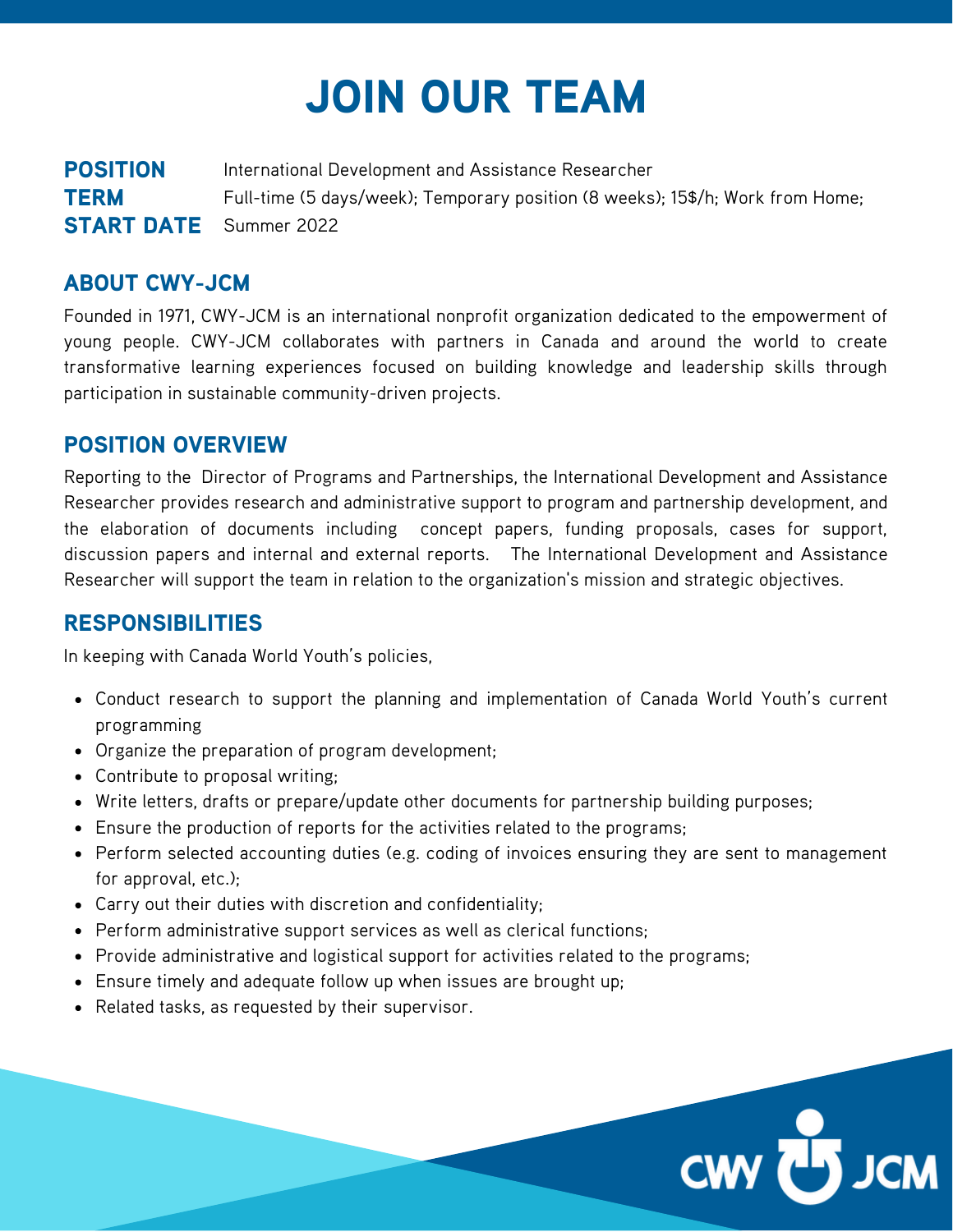# JOIN OUR TEAM

**POSITION** International Development and Assistance Researcher
**TERM** Full-time (5 days/week); Temporary position (8 weeks); 15$/h; Work from Home;
**START DATE** Summer 2022

## ABOUT CWY-JCM

Founded in 1971, CWY-JCM is an international nonprofit organization dedicated to the empowerment of young people. CWY-JCM collaborates with partners in Canada and around the world to create transformative learning experiences focused on building knowledge and leadership skills through participation in sustainable community-driven projects.

## POSITION OVERVIEW

Reporting to the Director of Programs and Partnerships, the International Development and Assistance Researcher provides research and administrative support to program and partnership development, and the elaboration of documents including concept papers, funding proposals, cases for support, discussion papers and internal and external reports. The International Development and Assistance Researcher will support the team in relation to the organization's mission and strategic objectives.

## RESPONSIBILITIES

In keeping with Canada World Youth's policies,

- Conduct research to support the planning and implementation of Canada World Youth's current programming
- Organize the preparation of program development;
- Contribute to proposal writing;
- Write letters, drafts or prepare/update other documents for partnership building purposes;
- Ensure the production of reports for the activities related to the programs;
- Perform selected accounting duties (e.g. coding of invoices ensuring they are sent to management for approval, etc.);
- Carry out their duties with discretion and confidentiality;
- Perform administrative support services as well as clerical functions;
- Provide administrative and logistical support for activities related to the programs;
- Ensure timely and adequate follow up when issues are brought up;
- Related tasks, as requested by their supervisor.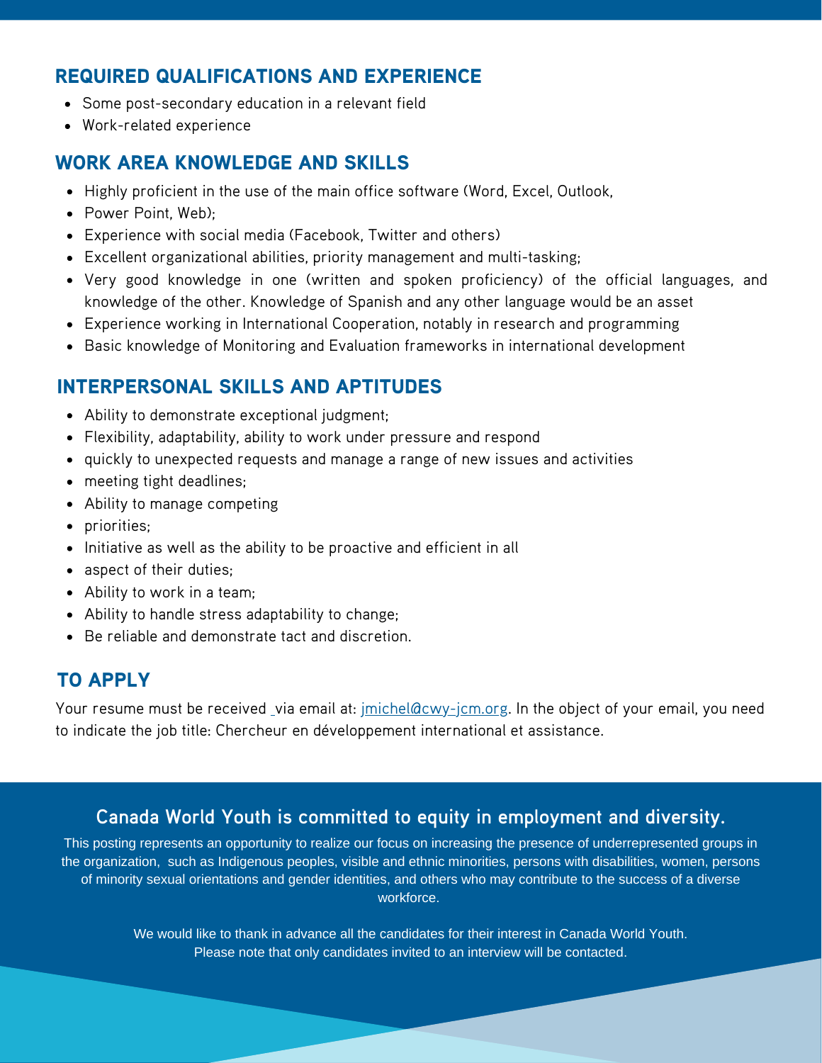## REQUIRED QUALIFICATIONS AND EXPERIENCE

- Some post-secondary education in a relevant field
- Work-related experience

## WORK AREA KNOWLEDGE AND SKILLS

- Highly proficient in the use of the main office software (Word, Excel, Outlook,
- Power Point, Web);
- Experience with social media (Facebook, Twitter and others)
- Excellent organizational abilities, priority management and multi-tasking;
- Very good knowledge in one (written and spoken proficiency) of the official languages, and knowledge of the other. Knowledge of Spanish and any other language would be an asset
- Experience working in International Cooperation, notably in research and programming
- Basic knowledge of Monitoring and Evaluation frameworks in international development

## INTERPERSONAL SKILLS AND APTITUDES

- Ability to demonstrate exceptional judgment;
- Flexibility, adaptability, ability to work under pressure and respond
- quickly to unexpected requests and manage a range of new issues and activities
- meeting tight deadlines;
- Ability to manage competing
- priorities;
- Initiative as well as the ability to be proactive and efficient in all
- aspect of their duties;
- Ability to work in a team;
- Ability to handle stress adaptability to change;
- Be reliable and demonstrate tact and discretion.

## TO APPLY

Your resume must be received via email at: jmichel@cwy-jcm.org. In the object of your email, you need to indicate the job title: Chercheur en développement international et assistance.

**Canada World Youth is committed to equity in employment and diversity.**

This posting represents an opportunity to realize our focus on increasing the presence of underrepresented groups in the organization, such as Indigenous peoples, visible and ethnic minorities, persons with disabilities, women, persons of minority sexual orientations and gender identities, and others who may contribute to the success of a diverse workforce.

We would like to thank in advance all the candidates for their interest in Canada World Youth.
Please note that only candidates invited to an interview will be contacted.